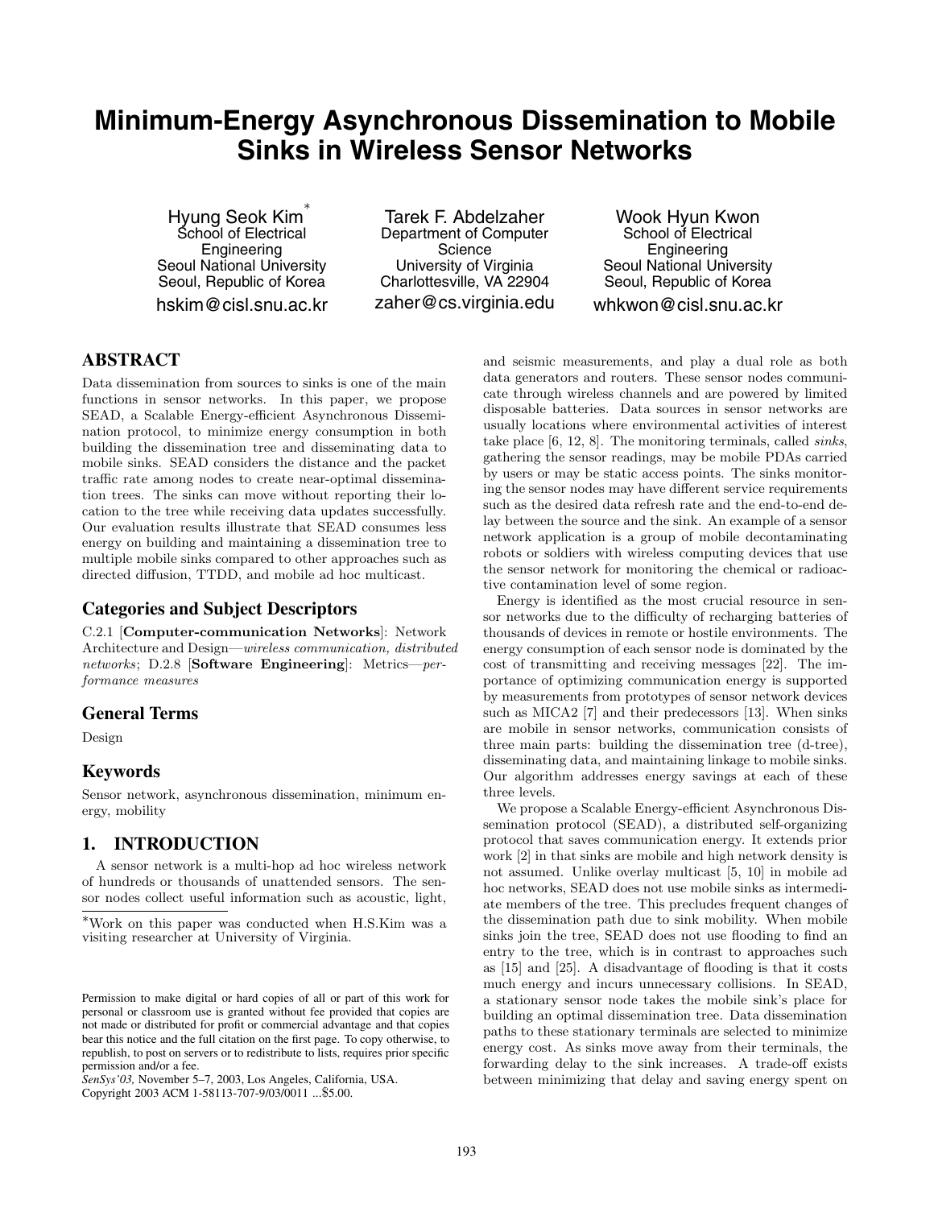# Minimum-Energy Asynchronous Dissemination to Mobile Sinks in Wireless Sensor Networks

Hyung Seok Kim*
School of Electrical Engineering
Seoul National University
Seoul, Republic of Korea
hskim@cisl.snu.ac.kr

Tarek F. Abdelzaher
Department of Computer Science
University of Virginia
Charlottesville, VA 22904
zaher@cs.virginia.edu

Wook Hyun Kwon
School of Electrical Engineering
Seoul National University
Seoul, Republic of Korea
whkwon@cisl.snu.ac.kr

## ABSTRACT

Data dissemination from sources to sinks is one of the main functions in sensor networks. In this paper, we propose SEAD, a Scalable Energy-efficient Asynchronous Dissemination protocol, to minimize energy consumption in both building the dissemination tree and disseminating data to mobile sinks. SEAD considers the distance and the packet traffic rate among nodes to create near-optimal dissemination trees. The sinks can move without reporting their location to the tree while receiving data updates successfully. Our evaluation results illustrate that SEAD consumes less energy on building and maintaining a dissemination tree to multiple mobile sinks compared to other approaches such as directed diffusion, TTDD, and mobile ad hoc multicast.

### Categories and Subject Descriptors

C.2.1 [**Computer-communication Networks**]: Network Architecture and Design—*wireless communication, distributed networks*; D.2.8 [**Software Engineering**]: Metrics—*performance measures*

### General Terms

Design

### Keywords

Sensor network, asynchronous dissemination, minimum energy, mobility

## 1. INTRODUCTION

A sensor network is a multi-hop ad hoc wireless network of hundreds or thousands of unattended sensors. The sensor nodes collect useful information such as acoustic, light, and seismic measurements, and play a dual role as both data generators and routers. These sensor nodes communicate through wireless channels and are powered by limited disposable batteries. Data sources in sensor networks are usually locations where environmental activities of interest take place [6, 12, 8]. The monitoring terminals, called *sinks*, gathering the sensor readings, may be mobile PDAs carried by users or may be static access points. The sinks monitoring the sensor nodes may have different service requirements such as the desired data refresh rate and the end-to-end delay between the source and the sink. An example of a sensor network application is a group of mobile decontaminating robots or soldiers with wireless computing devices that use the sensor network for monitoring the chemical or radioactive contamination level of some region.

Energy is identified as the most crucial resource in sensor networks due to the difficulty of recharging batteries of thousands of devices in remote or hostile environments. The energy consumption of each sensor node is dominated by the cost of transmitting and receiving messages [22]. The importance of optimizing communication energy is supported by measurements from prototypes of sensor network devices such as MICA2 [7] and their predecessors [13]. When sinks are mobile in sensor networks, communication consists of three main parts: building the dissemination tree (d-tree), disseminating data, and maintaining linkage to mobile sinks. Our algorithm addresses energy savings at each of these three levels.

We propose a Scalable Energy-efficient Asynchronous Dissemination protocol (SEAD), a distributed self-organizing protocol that saves communication energy. It extends prior work [2] in that sinks are mobile and high network density is not assumed. Unlike overlay multicast [5, 10] in mobile ad hoc networks, SEAD does not use mobile sinks as intermediate members of the tree. This precludes frequent changes of the dissemination path due to sink mobility. When mobile sinks join the tree, SEAD does not use flooding to find an entry to the tree, which is in contrast to approaches such as [15] and [25]. A disadvantage of flooding is that it costs much energy and incurs unnecessary collisions. In SEAD, a stationary sensor node takes the mobile sink's place for building an optimal dissemination tree. Data dissemination paths to these stationary terminals are selected to minimize energy cost. As sinks move away from their terminals, the forwarding delay to the sink increases. A trade-off exists between minimizing that delay and saving energy spent on

---

*Work on this paper was conducted when H.S.Kim was a visiting researcher at University of Virginia.

Permission to make digital or hard copies of all or part of this work for personal or classroom use is granted without fee provided that copies are not made or distributed for profit or commercial advantage and that copies bear this notice and the full citation on the first page. To copy otherwise, to republish, to post on servers or to redistribute to lists, requires prior specific permission and/or a fee.
*SenSys'03,* November 5–7, 2003, Los Angeles, California, USA.
Copyright 2003 ACM 1-58113-707-9/03/0011 ...$5.00.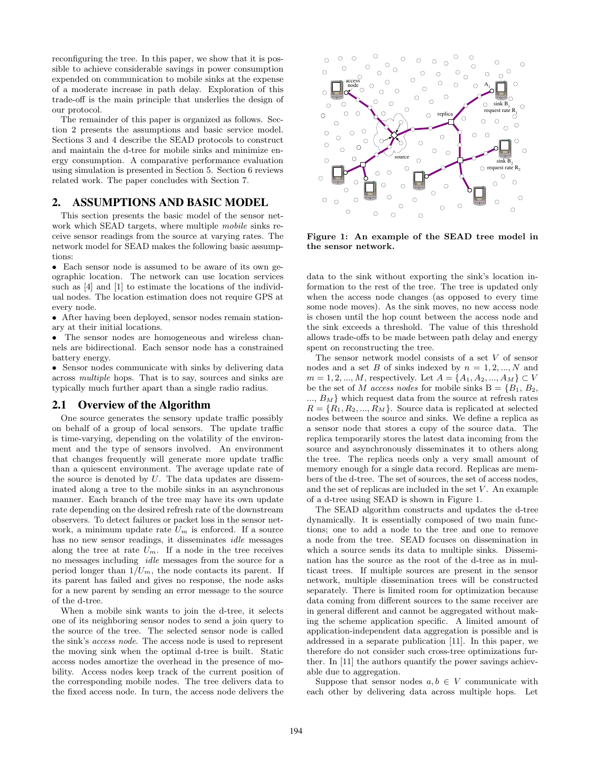reconfiguring the tree. In this paper, we show that it is possible to achieve considerable savings in power consumption expended on communication to mobile sinks at the expense of a moderate increase in path delay. Exploration of this trade-off is the main principle that underlies the design of our protocol.

The remainder of this paper is organized as follows. Section 2 presents the assumptions and basic service model. Sections 3 and 4 describe the SEAD protocols to construct and maintain the d-tree for mobile sinks and minimize energy consumption. A comparative performance evaluation using simulation is presented in Section 5. Section 6 reviews related work. The paper concludes with Section 7.

## 2. ASSUMPTIONS AND BASIC MODEL

This section presents the basic model of the sensor network which SEAD targets, where multiple *mobile* sinks receive sensor readings from the source at varying rates. The network model for SEAD makes the following basic assumptions:

- Each sensor node is assumed to be aware of its own geographic location. The network can use location services such as [4] and [1] to estimate the locations of the individual nodes. The location estimation does not require GPS at every node.
- After having been deployed, sensor nodes remain stationary at their initial locations.
- The sensor nodes are homogeneous and wireless channels are bidirectional. Each sensor node has a constrained battery energy.
- Sensor nodes communicate with sinks by delivering data across *multiple* hops. That is to say, sources and sinks are typically much further apart than a single radio radius.

### 2.1 Overview of the Algorithm

One source generates the sensory update traffic possibly on behalf of a group of local sensors. The update traffic is time-varying, depending on the volatility of the environment and the type of sensors involved. An environment that changes frequently will generate more update traffic than a quiescent environment. The average update rate of the source is denoted by $U$. The data updates are disseminated along a tree to the mobile sinks in an asynchronous manner. Each branch of the tree may have its own update rate depending on the desired refresh rate of the downstream observers. To detect failures or packet loss in the sensor network, a minimum update rate $U_m$ is enforced. If a source has no new sensor readings, it disseminates *idle* messages along the tree at rate $U_m$. If a node in the tree receives no messages including *idle* messages from the source for a period longer than $1/U_m$, the node contacts its parent. If its parent has failed and gives no response, the node asks for a new parent by sending an error message to the source of the d-tree.

When a mobile sink wants to join the d-tree, it selects one of its neighboring sensor nodes to send a join query to the source of the tree. The selected sensor node is called the sink's *access node*. The access node is used to represent the moving sink when the optimal d-tree is built. Static access nodes amortize the overhead in the presence of mobility. Access nodes keep track of the current position of the corresponding mobile nodes. The tree delivers data to the fixed access node. In turn, the access node delivers the

**Figure 1: An example of the SEAD tree model in the sensor network.**

data to the sink without exporting the sink's location information to the rest of the tree. The tree is updated only when the access node changes (as opposed to every time some node moves). As the sink moves, no new access node is chosen until the hop count between the access node and the sink exceeds a threshold. The value of this threshold allows trade-offs to be made between path delay and energy spent on reconstructing the tree.

The sensor network model consists of a set $V$ of sensor nodes and a set $B$ of sinks indexed by $n = 1, 2, ..., N$ and $m = 1, 2, ..., M$, respectively. Let $A = \{A_1, A_2, ..., A_M\} \subset V$ be the set of $M$ *access nodes* for mobile sinks $B = \{B_1, B_2, ..., B_M\}$ which request data from the source at refresh rates $R = \{R_1, R_2, ..., R_M\}$. Source data is replicated at selected nodes between the source and sinks. We define a replica as a sensor node that stores a copy of the source data. The replica temporarily stores the latest data incoming from the source and asynchronously disseminates it to others along the tree. The replica needs only a very small amount of memory enough for a single data record. Replicas are members of the d-tree. The set of sources, the set of access nodes, and the set of replicas are included in the set $V$. An example of a d-tree using SEAD is shown in Figure 1.

The SEAD algorithm constructs and updates the d-tree dynamically. It is essentially composed of two main functions; one to add a node to the tree and one to remove a node from the tree. SEAD focuses on dissemination in which a source sends its data to multiple sinks. Dissemination has the source as the root of the d-tree as in multicast trees. If multiple sources are present in the sensor network, multiple dissemination trees will be constructed separately. There is limited room for optimization because data coming from different sources to the same receiver are in general different and cannot be aggregated without making the scheme application specific. A limited amount of application-independent data aggregation is possible and is addressed in a separate publication [11]. In this paper, we therefore do not consider such cross-tree optimizations further. In [11] the authors quantify the power savings achievable due to aggregation.

Suppose that sensor nodes $a, b \in V$ communicate with each other by delivering data across multiple hops. Let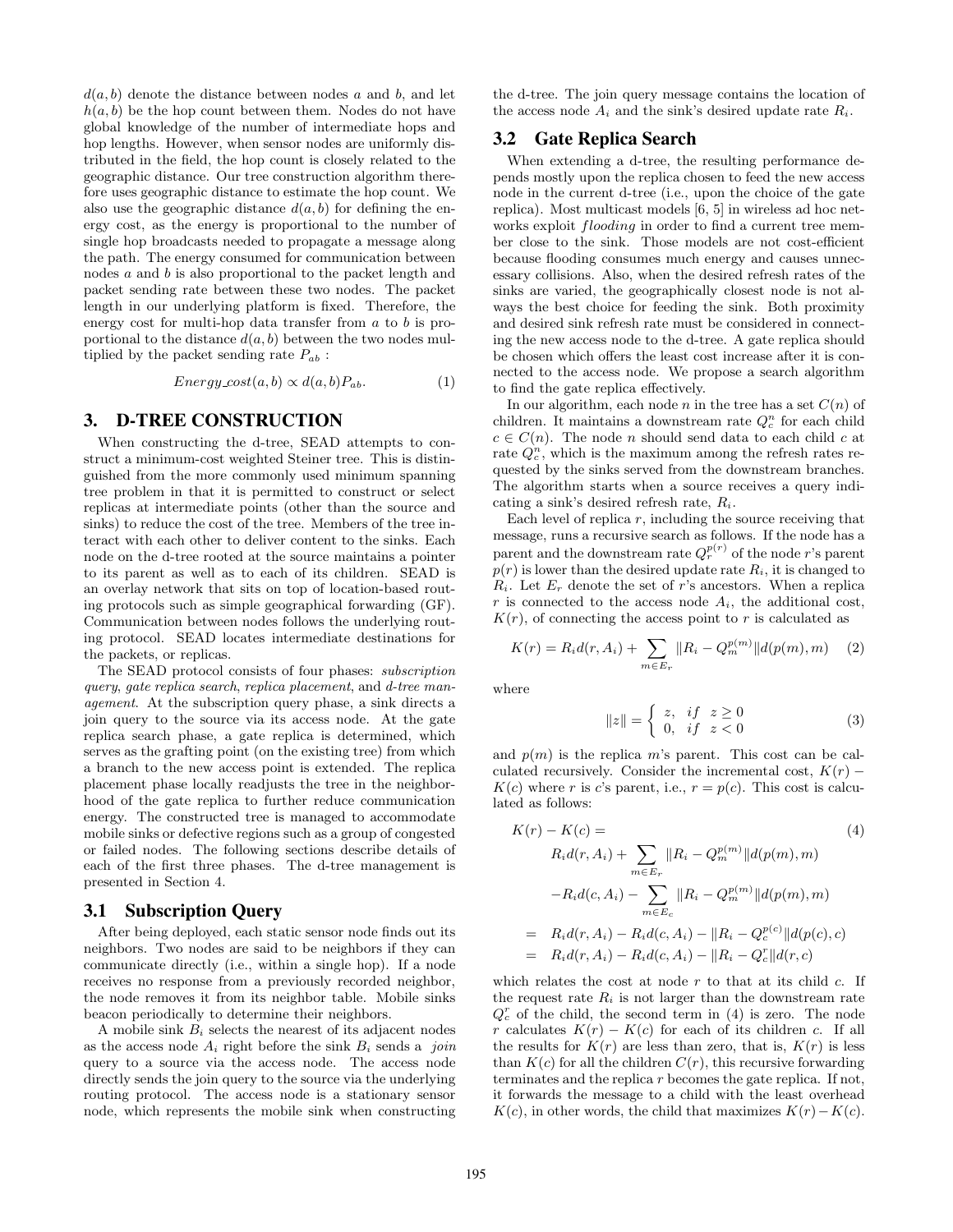$d(a, b)$ denote the distance between nodes $a$ and $b$, and let $h(a, b)$ be the hop count between them. Nodes do not have global knowledge of the number of intermediate hops and hop lengths. However, when sensor nodes are uniformly distributed in the field, the hop count is closely related to the geographic distance. Our tree construction algorithm therefore uses geographic distance to estimate the hop count. We also use the geographic distance $d(a, b)$ for defining the energy cost, as the energy is proportional to the number of single hop broadcasts needed to propagate a message along the path. The energy consumed for communication between nodes $a$ and $b$ is also proportional to the packet length and packet sending rate between these two nodes. The packet length in our underlying platform is fixed. Therefore, the energy cost for multi-hop data transfer from $a$ to $b$ is proportional to the distance $d(a, b)$ between the two nodes multiplied by the packet sending rate $P_{ab}$ :

$$Energy\_cost(a, b) \propto d(a, b)P_{ab}. \quad (1)$$

# 3. D-TREE CONSTRUCTION

When constructing the d-tree, SEAD attempts to construct a minimum-cost weighted Steiner tree. This is distinguished from the more commonly used minimum spanning tree problem in that it is permitted to construct or select replicas at intermediate points (other than the source and sinks) to reduce the cost of the tree. Members of the tree interact with each other to deliver content to the sinks. Each node on the d-tree rooted at the source maintains a pointer to its parent as well as to each of its children. SEAD is an overlay network that sits on top of location-based routing protocols such as simple geographical forwarding (GF). Communication between nodes follows the underlying protocol. SEAD locates intermediate destinations for the packets, or replicas.

The SEAD protocol consists of four phases: *subscription query*, *gate replica search*, *replica placement*, and *d-tree management*. At the subscription query phase, a sink directs a join query to the source via its access node. At the gate replica search phase, a gate replica is determined, which serves as the grafting point (on the existing tree) from which a branch to the new access point is extended. The replica placement phase locally readjusts the tree in the neighborhood of the gate replica to further reduce communication energy. The constructed tree is managed to accommodate mobile sinks or defective regions such as a group of congested or failed nodes. The following sections describe details of each of the first three phases. The d-tree management is presented in Section 4.

## 3.1 Subscription Query

After being deployed, each static sensor node finds out its neighbors. Two nodes are said to be neighbors if they can communicate directly (i.e., within a single hop). If a node receives no response from a previously recorded neighbor, the node removes it from its neighbor table. Mobile sinks beacon periodically to determine their neighbors.

A mobile sink $B_i$ selects the nearest of its adjacent nodes as the access node $A_i$ right before the sink $B_i$ sends a *join* query to a source via the access node. The access node directly sends the join query to the source via the underlying routing protocol. The access node is a stationary sensor node, which represents the mobile sink when constructing the d-tree. The join query message contains the location of the access node $A_i$ and the sink's desired update rate $R_i$.

## 3.2 Gate Replica Search

When extending a d-tree, the resulting performance depends mostly upon the replica chosen to feed the new access node in the current d-tree (i.e., upon the choice of the gate replica). Most multicast models [6, 5] in wireless ad hoc networks exploit *flooding* in order to find a current tree member close to the sink. Those models are not cost-efficient because flooding consumes much energy and causes unnecessary collisions. Also, when the desired refresh rates of the sinks are varied, the geographically closest node is not always the best choice for feeding the sink. Both proximity and desired sink refresh rate must be considered in connecting the new access node to the d-tree. A gate replica should be chosen which offers the least cost increase after it is connected to the access node. We propose a search algorithm to find the gate replica effectively.

In our algorithm, each node $n$ in the tree has a set $C(n)$ of children. It maintains a downstream rate $Q^n_c$ for each child $c \in C(n)$. The node $n$ should send data to each child $c$ at rate $Q^n_c$, which is the maximum among the refresh rates requested by the sinks served from the downstream branches. The algorithm starts when a source receives a query indicating a sink's desired refresh rate, $R_i$.

Each level of replica $r$, including the source receiving that message, runs a recursive search as follows. If the node has a parent and the downstream rate $Q^{p(r)}_r$ of the node $r$'s parent $p(r)$ is lower than the desired update rate $R_i$, it is changed to $R_i$. Let $E_r$ denote the set of $r$'s ancestors. When a replica $r$ is connected to the access node $A_i$, the additional cost, $K(r)$, of connecting the access point to $r$ is calculated as

$$K(r) = R_i d(r, A_i) + \sum_{m \in E_r} \|R_i - Q^{p(m)}_m\| d(p(m), m) \quad (2)$$

where

$$\|z\| = \begin{cases} z, & if \quad z \geq 0 \\ 0, & if \quad z < 0 \end{cases} \quad (3)$$

and $p(m)$ is the replica $m$'s parent. This cost can be calculated recursively. Consider the incremental cost, $K(r) - K(c)$ where $r$ is $c$'s parent, i.e., $r = p(c)$. This cost is calculated as follows:

$$\begin{aligned} K(r) - K(c) = & \quad (4) \\ & R_i d(r, A_i) + \sum_{m \in E_r} \|R_i - Q^{p(m)}_m\| d(p(m), m) \\ & - R_i d(c, A_i) - \sum_{m \in E_c} \|R_i - Q^{p(m)}_m\| d(p(m), m) \\ = \; & R_i d(r, A_i) - R_i d(c, A_i) - \|R_i - Q^{p(c)}_c\| d(p(c), c) \\ = \; & R_i d(r, A_i) - R_i d(c, A_i) - \|R_i - Q^r_c\| d(r, c) \end{aligned}$$

which relates the cost at node $r$ to that at its child $c$. If the request rate $R_i$ is not larger than the downstream rate $Q^r_c$ of the child, the second term in (4) is zero. The node $r$ calculates $K(r) - K(c)$ for each of its children $c$. If all the results for $K(r)$ are less than zero, that is, $K(r)$ is less than $K(c)$ for all the children $C(r)$, this recursive forwarding terminates and the replica $r$ becomes the gate replica. If not, it forwards the message to a child with the least overhead $K(c)$, in other words, the child that maximizes $K(r) - K(c)$.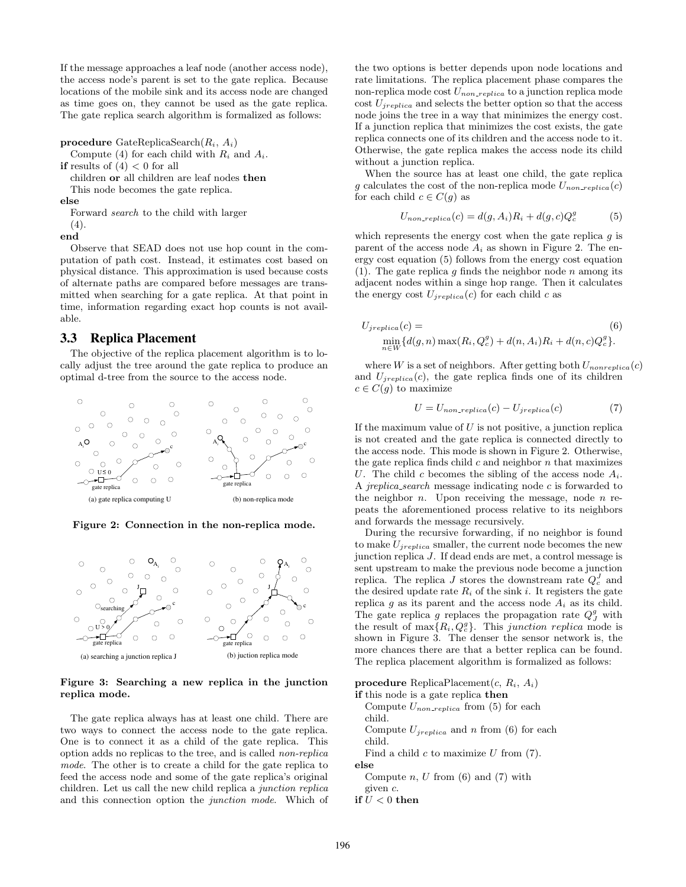If the message approaches a leaf node (another access node), the access node's parent is set to the gate replica. Because locations of the mobile sink and its access node are changed as time goes on, they cannot be used as the gate replica. The gate replica search algorithm is formalized as follows:

**procedure** GateReplicaSearch($R_i$, $A_i$)
Compute (4) for each child with $R_i$ and $A_i$.
**if** results of (4) $< 0$ for all
children **or** all children are leaf nodes **then**
This node becomes the gate replica.
**else**
Forward *search* to the child with larger
(4).
**end**

Observe that SEAD does not use hop count in the computation of path cost. Instead, it estimates cost based on physical distance. This approximation is used because costs of alternate paths are compared before messages are transmitted when searching for a gate replica. At that point in time, information regarding exact hop counts is not available.

### 3.3 Replica Placement

The objective of the replica placement algorithm is to locally adjust the tree around the gate replica to produce an optimal d-tree from the source to the access node.

(a) gate replica computing U

(b) non-replica mode

**Figure 2: Connection in the non-replica mode.**

(a) searching a junction replica J

(b) juction replica mode

**Figure 3: Searching a new replica in the junction replica mode.**

The gate replica always has at least one child. There are two ways to connect the access node to the gate replica. One is to connect it as a child of the gate replica. This option adds no replicas to the tree, and is called *non-replica mode*. The other is to create a child for the gate replica to feed the access node and some of the gate replica's original children. Let us call the new child replica a *junction replica* and this connection option the *junction mode*. Which of the two options is better depends upon node locations and rate limitations. The replica placement phase compares the non-replica mode cost $U_{non\_replica}$ to a junction replica mode cost $U_{jreplica}$ and selects the better option so that the access node joins the tree in a way that minimizes the energy cost. If a junction replica that minimizes the cost exists, the gate replica connects one of its children and the access node to it. Otherwise, the gate replica makes the access node its child without a junction replica.

When the source has at least one child, the gate replica $g$ calculates the cost of the non-replica mode $U_{non\_replica}(c)$ for each child $c \in C(g)$ as

$$U_{non\_replica}(c) = d(g, A_i)R_i + d(g, c)Q_c^g \tag{5}$$

which represents the energy cost when the gate replica $g$ is parent of the access node $A_i$ as shown in Figure 2. The energy cost equation (5) follows from the energy cost equation (1). The gate replica $g$ finds the neighbor node $n$ among its adjacent nodes within a singe hop range. Then it calculates the energy cost $U_{jreplica}(c)$ for each child $c$ as

$$U_{jreplica}(c) = \min_{n \in W}\{d(g, n)\max(R_i, Q_c^g) + d(n, A_i)R_i + d(n, c)Q_c^g\}. \tag{6}$$

where $W$ is a set of neighbors. After getting both $U_{nonreplica}(c)$ and $U_{jreplica}(c)$, the gate replica finds one of its children $c \in C(g)$ to maximize

$$U = U_{non\_replica}(c) - U_{jreplica}(c) \tag{7}$$

If the maximum value of $U$ is not positive, a junction replica is not created and the gate replica is connected directly to the access node. This mode is shown in Figure 2. Otherwise, the gate replica finds child $c$ and neighbor $n$ that maximizes $U$. The child $c$ becomes the sibling of the access node $A_i$. A *jreplica_search* message indicating node $c$ is forwarded to the neighbor $n$. Upon receiving the message, node $n$ repeats the aforementioned process relative to its neighbors and forwards the message recursively.

During the recursive forwarding, if no neighbor is found to make $U_{jreplica}$ smaller, the current node becomes the new junction replica $J$. If dead ends are met, a control message is sent upstream to make the previous node become a junction replica. The replica $J$ stores the downstream rate $Q_c^J$ and the desired update rate $R_i$ of the sink $i$. It registers the gate replica $g$ as its parent and the access node $A_i$ as its child. The gate replica $g$ replaces the propagation rate $Q_J^g$ with the result of $\max\{R_i, Q_c^g\}$. This *junction replica* mode is shown in Figure 3. The denser the sensor network is, the more chances there are that a better replica can be found. The replica placement algorithm is formalized as follows:

**procedure** ReplicaPlacement($c$, $R_i$, $A_i$)
**if** this node is a gate replica **then**
Compute $U_{non\_replica}$ from (5) for each
child.
Compute $U_{jreplica}$ and $n$ from (6) for each
child.
Find a child $c$ to maximize $U$ from (7).
**else**
Compute $n$, $U$ from (6) and (7) with
given $c$.
**if** $U < 0$ **then**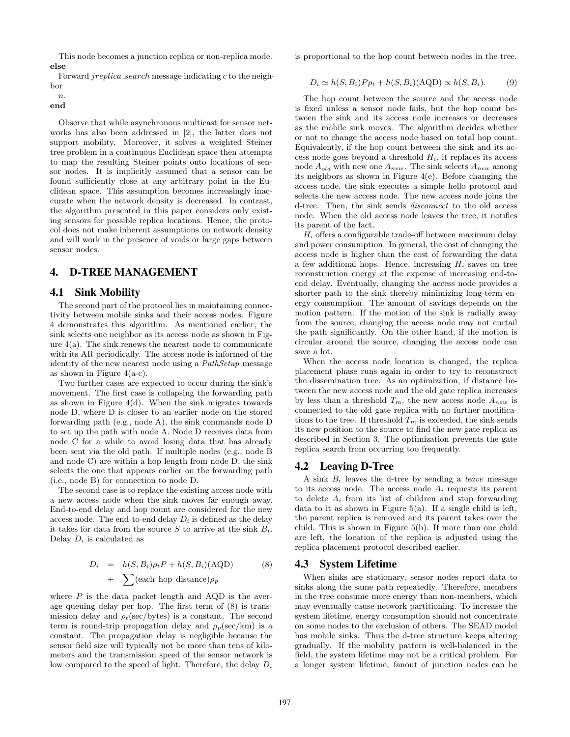This node becomes a junction replica or non-replica mode.
**else**

Forward *jreplica_search* message indicating $c$ to the neighbor

$n$.
**end**

Observe that while asynchronous multicast for sensor networks has also been addressed in [2], the latter does not support mobility. Moreover, it solves a weighted Steiner tree problem in a continuous Euclidean space then attempts to map the resulting Steiner points onto locations of sensor nodes. It is implicitly assumed that a sensor can be found sufficiently close at any arbitrary point in the Euclidean space. This assumption becomes increasingly inaccurate when the network density is decreased. In contrast, the algorithm presented in this paper considers only existing sensors for possible replica locations. Hence, the protocol does not make inherent assumptions on network density and will work in the presence of voids or large gaps between sensor nodes.

## 4. D-TREE MANAGEMENT

### 4.1 Sink Mobility

The second part of the protocol lies in maintaining connectivity between mobile sinks and their access nodes. Figure 4 demonstrates this algorithm. As mentioned earlier, the sink selects one neighbor as its access node as shown in Figure 4(a). The sink renews the nearest node to communicate with its AR periodically. The access node is informed of the identity of the new nearest node using a *PathSetup* message as shown in Figure 4(a-c).

Two further cases are expected to occur during the sink's movement. The first case is collapsing the forwarding path as shown in Figure 4(d). When the sink migrates towards node D, where D is closer to an earlier node on the stored forwarding path (e.g., node A), the sink commands node D to set up the path with node A. Node D receives data from node C for a while to avoid losing data that has already been sent via the old path. If multiple nodes (e.g., node B and node C) are within a hop length from node D, the sink selects the one that appears earlier on the forwarding path (i.e., node B) for connection to node D.

The second case is to replace the existing access node with a new access node when the sink moves far enough away. End-to-end delay and hop count are considered for the new access node. The end-to-end delay $D_i$ is defined as the delay it takes for data from the source $S$ to arrive at the sink $B_i$. Delay $D_i$ is calculated as

$$\begin{aligned} D_i &= h(S, B_i)\rho_t P + h(S, B_i)(\text{AQD}) \\ &\quad + \sum(\text{each hop distance})\rho_p \end{aligned} \tag{8}$$

where $P$ is the data packet length and AQD is the average queuing delay per hop. The first term of (8) is transmission delay and $\rho_t$(sec/bytes) is a constant. The second term is round-trip propagation delay and $\rho_p$(sec/km) is a constant. The propagation delay is negligible because the sensor field size will typically not be more than tens of kilometers and the transmission speed of the sensor network is low compared to the speed of light. Therefore, the delay $D_i$ is proportional to the hop count between nodes in the tree.

$$D_i \simeq h(S, B_i)P\rho_t + h(S, B_i)(\text{AQD}) \propto h(S, B_i). \tag{9}$$

The hop count between the source and the access node is fixed unless a sensor node fails, but the hop count between the sink and its access node increases or decreases as the mobile sink moves. The algorithm decides whether or not to change the access node based on total hop count. Equivalently, if the hop count between the sink and its access node goes beyond a threshold $H_i$, it replaces its access node $A_{old}$ with new one $A_{new}$. The sink selects $A_{new}$ among its neighbors as shown in Figure 4(e). Before changing the access node, the sink executes a simple hello protocol and selects the new access node. The new access node joins the d-tree. Then, the sink sends *disconnect* to the old access node. When the old access node leaves the tree, it notifies its parent of the fact.

$H_i$ offers a configurable trade-off between maximum delay and power consumption. In general, the cost of changing the access node is higher than the cost of forwarding the data a few additional hops. Hence, increasing $H_i$ saves on tree reconstruction energy at the expense of increasing end-to-end delay. Eventually, changing the access node provides a shorter path to the sink thereby minimizing long-term energy consumption. The amount of savings depends on the motion pattern. If the motion of the sink is radially away from the source, changing the access node may not curtail the path significantly. On the other hand, if the motion is circular around the source, changing the access node can save a lot.

When the access node location is changed, the replica placement phase runs again in order to try to reconstruct the dissemination tree. As an optimization, if distance between the new access node and the old gate replica increases by less than a threshold $T_m$, the new access node $A_{new}$ is connected to the old gate replica with no further modifications to the tree. If threshold $T_m$ is exceeded, the sink sends its new position to the source to find the new gate replica as described in Section 3. The optimization prevents the gate replica search from occurring too frequently.

### 4.2 Leaving D-Tree

A sink $B_i$ leaves the d-tree by sending a *leave* message to its access node. The access node $A_i$ requests its parent to delete $A_i$ from its list of children and stop forwarding data to it as shown in Figure 5(a). If a single child is left, the parent replica is removed and its parent takes over the child. This is shown in Figure 5(b). If more than one child are left, the location of the replica is adjusted using the replica placement protocol described earlier.

### 4.3 System Lifetime

When sinks are stationary, sensor nodes report data to sinks along the same path repeatedly. Therefore, members in the tree consume more energy than non-members, which may eventually cause network partitioning. To increase the system lifetime, energy consumption should not concentrate on some nodes to the exclusion of others. The SEAD model has mobile sinks. Thus the d-tree structure keeps altering gradually. If the mobility pattern is well-balanced in the field, the system lifetime may not be a critical problem. For a longer system lifetime, fanout of junction nodes can be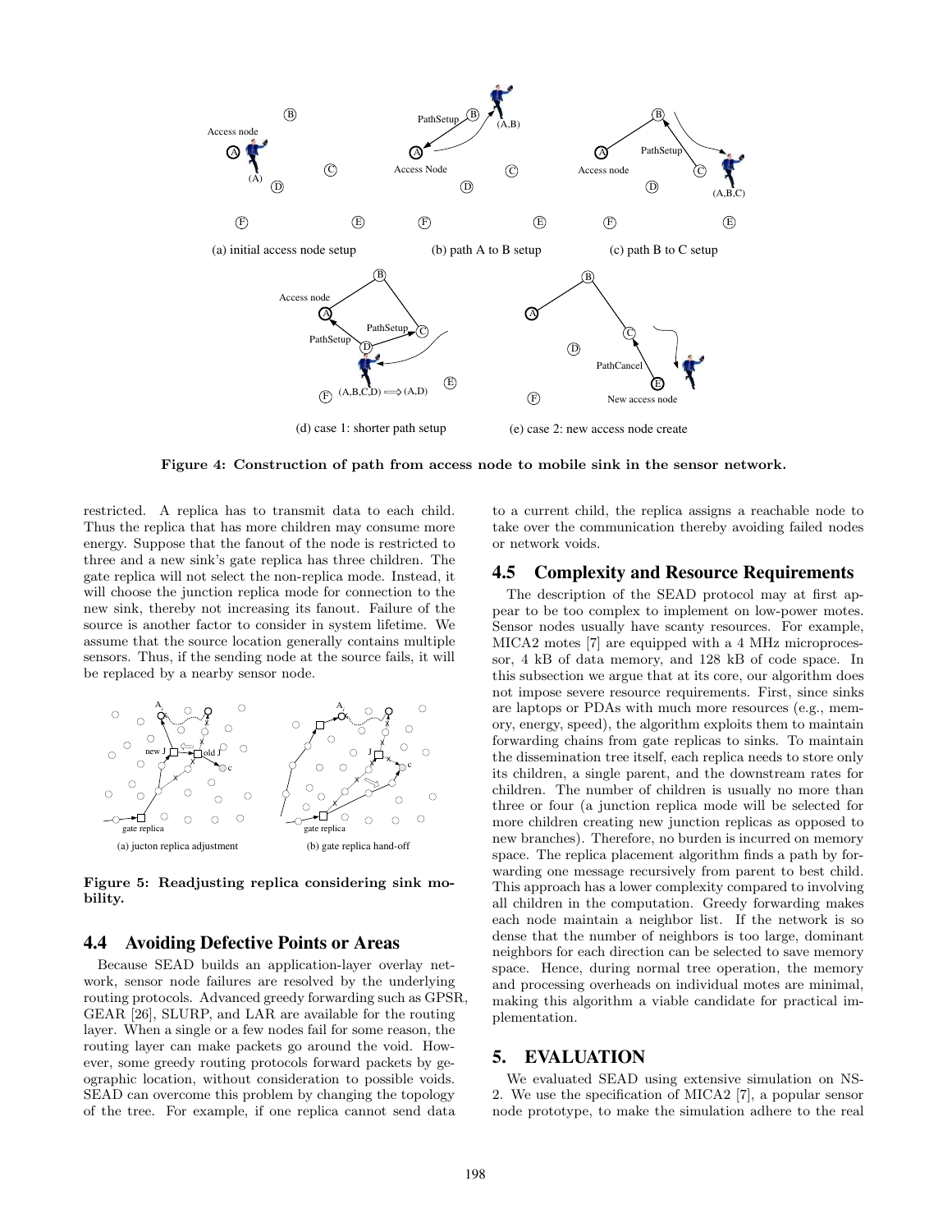Figure 4: Construction of path from access node to mobile sink in the sensor network.

restricted. A replica has to transmit data to each child. Thus the replica that has more children may consume more energy. Suppose that the fanout of the node is restricted to three and a new sink's gate replica has three children. The gate replica will not select the non-replica mode. Instead, it will choose the junction replica mode for connection to the new sink, thereby not increasing its fanout. Failure of the source is another factor to consider in system lifetime. We assume that the source location generally contains multiple sensors. Thus, if the sending node at the source fails, it will be replaced by a nearby sensor node.

Figure 5: Readjusting replica considering sink mobility.

## 4.4 Avoiding Defective Points or Areas

Because SEAD builds an application-layer overlay network, sensor node failures are resolved by the underlying routing protocols. Advanced greedy forwarding such as GPSR, GEAR [26], SLURP, and LAR are available for the routing layer. When a single or a few nodes fail for some reason, the routing layer can make packets go around the void. However, some greedy routing protocols forward packets by geographic location, without consideration to possible voids. SEAD can overcome this problem by changing the topology of the tree. For example, if one replica cannot send data to a current child, the replica assigns a reachable node to take over the communication thereby avoiding failed nodes or network voids.

## 4.5 Complexity and Resource Requirements

The description of the SEAD protocol may at first appear to be too complex to implement on low-power motes. Sensor nodes usually have scanty resources. For example, MICA2 motes [7] are equipped with a 4 MHz microprocessor, 4 kB of data memory, and 128 kB of code space. In this subsection we argue that at its core, our algorithm does not impose severe resource requirements. First, since sinks are laptops or PDAs with much more resources (e.g., memory, energy, speed), the algorithm exploits them to maintain forwarding chains from gate replicas to sinks. To maintain the dissemination tree itself, each replica needs to store only its children, a single parent, and the downstream rates for children. The number of children is usually no more than three or four (a junction replica mode will be selected for more children creating new junction replicas as opposed to new branches). Therefore, no burden is incurred on memory space. The replica placement algorithm finds a path by forwarding one message recursively from parent to best child. This approach has a lower complexity compared to involving all children in the computation. Greedy forwarding makes each node maintain a neighbor list. If the network is so dense that the number of neighbors is too large, dominant neighbors for each direction can be selected to save memory space. Hence, during normal tree operation, the memory and processing overheads on individual motes are minimal, making this algorithm a viable candidate for practical implementation.

# 5. EVALUATION

We evaluated SEAD using extensive simulation on NS-2. We use the specification of MICA2 [7], a popular sensor node prototype, to make the simulation adhere to the real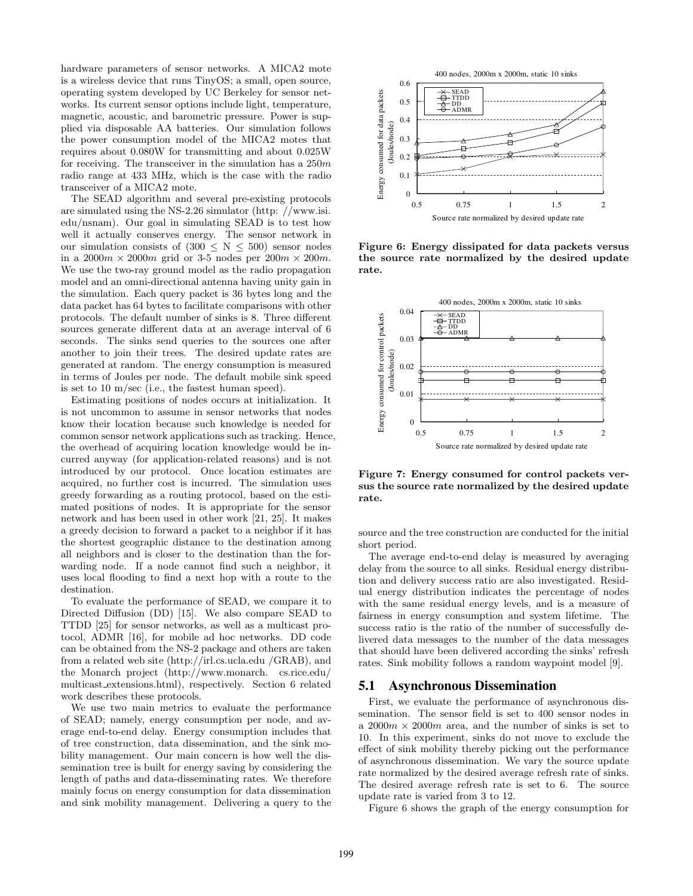hardware parameters of sensor networks. A MICA2 mote is a wireless device that runs TinyOS; a small, open source, operating system developed by UC Berkeley for sensor networks. Its current sensor options include light, temperature, magnetic, acoustic, and barometric pressure. Power is supplied via disposable AA batteries. Our simulation follows the power consumption model of the MICA2 motes that requires about 0.080W for transmitting and about 0.025W for receiving. The transceiver in the simulation has a $250m$ radio range at 433 MHz, which is the case with the radio transceiver of a MICA2 mote.

The SEAD algorithm and several pre-existing protocols are simulated using the NS-2.26 simulator (http: //www.isi. edu/nsnam). Our goal in simulating SEAD is to test how well it actually conserves energy. The sensor network in our simulation consists of $(300 \leq N \leq 500)$ sensor nodes in a $2000m \times 2000m$ grid or 3-5 nodes per $200m \times 200m$. We use the two-ray ground model as the radio propagation model and an omni-directional antenna having unity gain in the simulation. Each query packet is 36 bytes long and the data packet has 64 bytes to facilitate comparisons with other protocols. The default number of sinks is 8. Three different sources generate different data at an average interval of 6 seconds. The sinks send queries to the sources one after another to join their trees. The desired update rates are generated at random. The energy consumption is measured in terms of Joules per node. The default mobile sink speed is set to 10 m/sec (i.e., the fastest human speed).

Estimating positions of nodes occurs at initialization. It is not uncommon to assume in sensor networks that nodes know their location because such knowledge is needed for common sensor network applications such as tracking. Hence, the overhead of acquiring location knowledge would be incurred anyway (for application-related reasons) and is not introduced by our protocol. Once location estimates are acquired, no further cost is incurred. The simulation uses greedy forwarding as a routing protocol, based on the estimated positions of nodes. It is appropriate for the sensor network and has been used in other work [21, 25]. It makes a greedy decision to forward a packet to a neighbor if it has the shortest geographic distance to the destination among all neighbors and is closer to the destination than the forwarding node. If a node cannot find such a neighbor, it uses local flooding to find a next hop with a route to the destination.

To evaluate the performance of SEAD, we compare it to Directed Diffusion (DD) [15]. We also compare SEAD to TTDD [25] for sensor networks, as well as a multicast protocol, ADMR [16], for mobile ad hoc networks. DD code can be obtained from the NS-2 package and others are taken from a related web site (http://irl.cs.ucla.edu /GRAB), and the Monarch project (http://www.monarch. cs.rice.edu/ multicast_extensions.html), respectively. Section 6 related work describes these protocols.

We use two main metrics to evaluate the performance of SEAD; namely, energy consumption per node, and average end-to-end delay. Energy consumption includes that of tree construction, data dissemination, and the sink mobility management. Our main concern is how well the dissemination tree is built for energy saving by considering the length of paths and data-disseminating rates. We therefore mainly focus on energy consumption for data dissemination and sink mobility management. Delivering a query to the

**Figure 6: Energy dissipated for data packets versus the source rate normalized by the desired update rate.**

**Figure 7: Energy consumed for control packets versus the source rate normalized by the desired update rate.**

source and the tree construction are conducted for the initial short period.

The average end-to-end delay is measured by averaging delay from the source to all sinks. Residual energy distribution and delivery success ratio are also investigated. Residual energy distribution indicates the percentage of nodes with the same residual energy levels, and is a measure of fairness in energy consumption and system lifetime. The success ratio is the ratio of the number of successfully delivered data messages to the number of the data messages that should have been delivered according the sinks' refresh rates. Sink mobility follows a random waypoint model [9].

## 5.1 Asynchronous Dissemination

First, we evaluate the performance of asynchronous dissemination. The sensor field is set to 400 sensor nodes in a $2000m \times 2000m$ area, and the number of sinks is set to 10. In this experiment, sinks do not move to exclude the effect of sink mobility thereby picking out the performance of asynchronous dissemination. We vary the source update rate normalized by the desired average refresh rate of sinks. The desired average refresh rate is set to 6. The source update rate is varied from 3 to 12.

Figure 6 shows the graph of the energy consumption for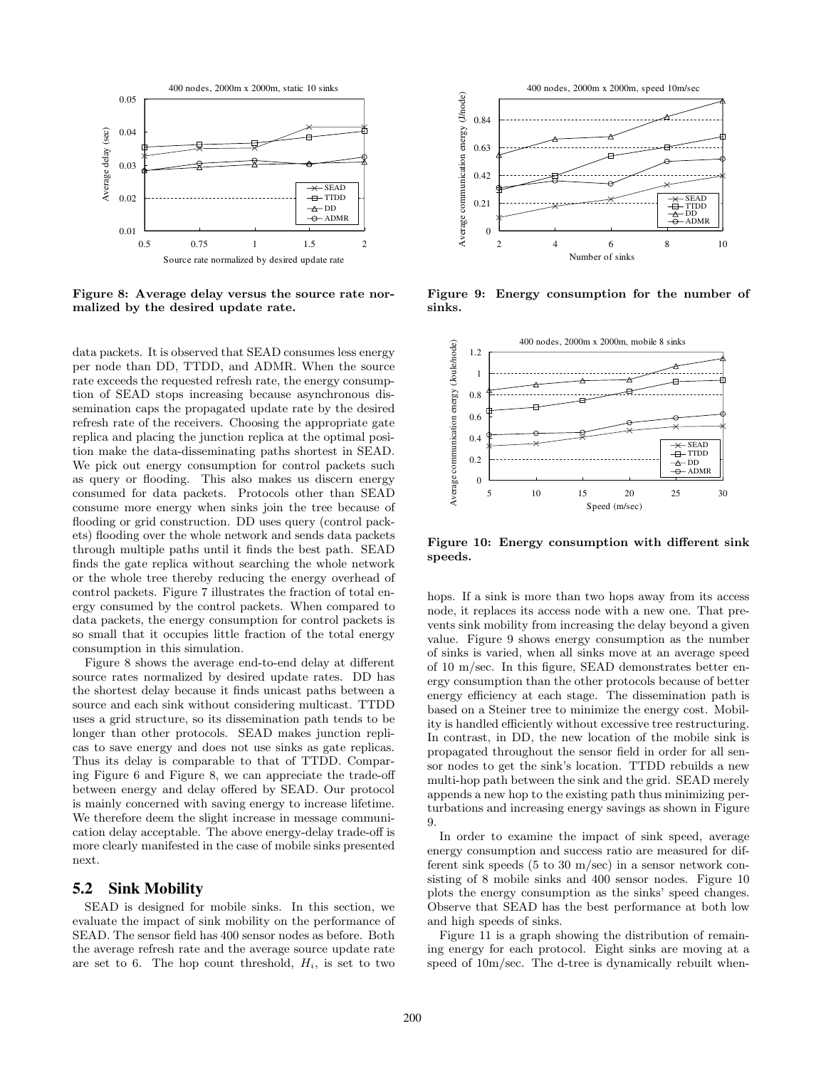Figure 8: Average delay versus the source rate normalized by the desired update rate.

Figure 9: Energy consumption for the number of sinks.

Figure 10: Energy consumption with different sink speeds.

data packets. It is observed that SEAD consumes less energy per node than DD, TTDD, and ADMR. When the source rate exceeds the requested refresh rate, the energy consumption of SEAD stops increasing because asynchronous dissemination caps the propagated update rate by the desired refresh rate of the receivers. Choosing the appropriate gate replica and placing the junction replica at the optimal position make the data-disseminating paths shortest in SEAD. We pick out energy consumption for control packets such as query or flooding. This also makes us discern energy consumed for data packets. Protocols other than SEAD consume more energy when sinks join the tree because of flooding or grid construction. DD uses query (control packets) flooding over the whole network and sends data packets through multiple paths until it finds the best path. SEAD finds the gate replica without searching the whole network or the whole tree thereby reducing the energy overhead of control packets. Figure 7 illustrates the fraction of total energy consumed by the control packets. When compared to data packets, the energy consumption for control packets is so small that it occupies little fraction of the total energy consumption in this simulation.

Figure 8 shows the average end-to-end delay at different source rates normalized by desired update rates. DD has the shortest delay because it finds unicast paths between a source and each sink without considering multicast. TTDD uses a grid structure, so its dissemination path tends to be longer than other protocols. SEAD makes junction replicas to save energy and does not use sinks as gate replicas. Thus its delay is comparable to that of TTDD. Comparing Figure 6 and Figure 8, we can appreciate the trade-off between energy and delay offered by SEAD. Our protocol is mainly concerned with saving energy to increase lifetime. We therefore deem the slight increase in message communication delay acceptable. The above energy-delay trade-off is more clearly manifested in the case of mobile sinks presented next.

## 5.2 Sink Mobility

SEAD is designed for mobile sinks. In this section, we evaluate the impact of sink mobility on the performance of SEAD. The sensor field has 400 sensor nodes as before. Both the average refresh rate and the average source update rate are set to 6. The hop count threshold, $H_i$, is set to two hops. If a sink is more than two hops away from its access node, it replaces its access node with a new one. That prevents sink mobility from increasing the delay beyond a given value. Figure 9 shows energy consumption as the number of sinks is varied, when all sinks move at an average speed of 10 m/sec. In this figure, SEAD demonstrates better energy consumption than the other protocols because of better energy efficiency at each stage. The dissemination path is based on a Steiner tree to minimize the energy cost. Mobility is handled efficiently without excessive tree restructuring. In contrast, in DD, the new location of the mobile sink is propagated throughout the sensor field in order for all sensor nodes to get the sink's location. TTDD rebuilds a new multi-hop path between the sink and the grid. SEAD merely appends a new hop to the existing path thus minimizing perturbations and increasing energy savings as shown in Figure 9.

In order to examine the impact of sink speed, average energy consumption and success ratio are measured for different sink speeds (5 to 30 m/sec) in a sensor network consisting of 8 mobile sinks and 400 sensor nodes. Figure 10 plots the energy consumption as the sinks' speed changes. Observe that SEAD has the best performance at both low and high speeds of sinks.

Figure 11 is a graph showing the distribution of remaining energy for each protocol. Eight sinks are moving at a speed of 10m/sec. The d-tree is dynamically rebuilt when-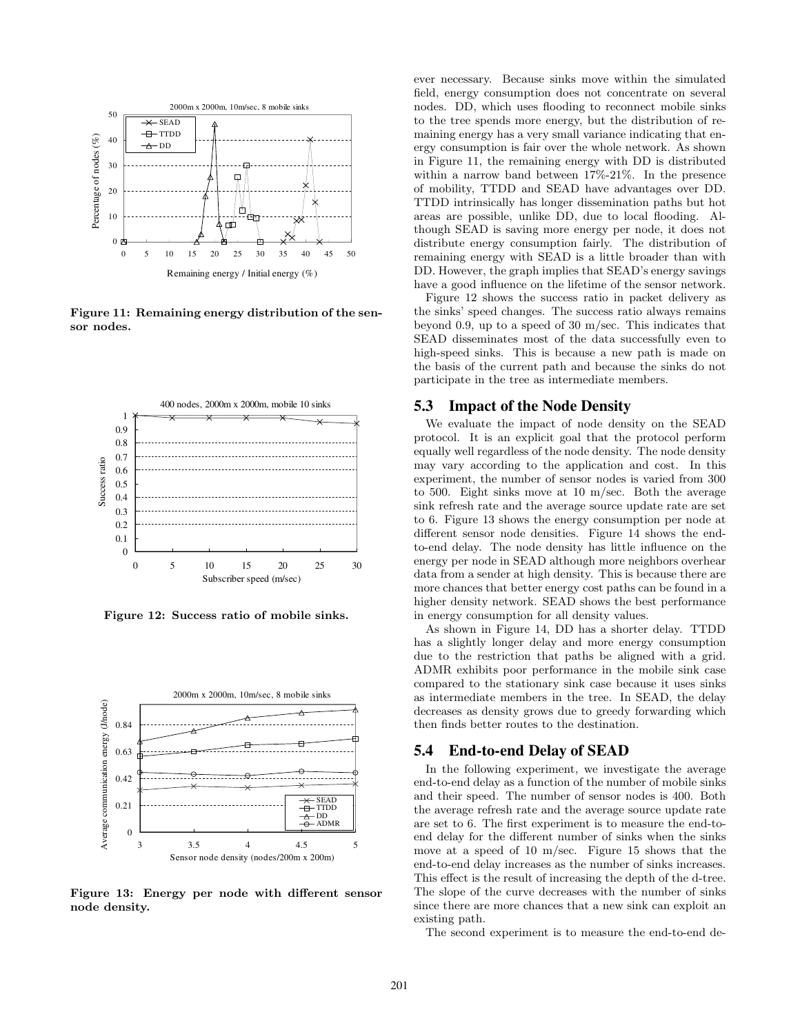Figure 11: Remaining energy distribution of the sensor nodes.

Figure 12: Success ratio of mobile sinks.

Figure 13: Energy per node with different sensor node density.

ever necessary. Because sinks move within the simulated field, energy consumption does not concentrate on several nodes. DD, which uses flooding to reconnect mobile sinks to the tree spends more energy, but the distribution of remaining energy has a very small variance indicating that energy consumption is fair over the whole network. As shown in Figure 11, the remaining energy with DD is distributed within a narrow band between 17%-21%. In the presence of mobility, TTDD and SEAD have advantages over DD. TTDD intrinsically has longer dissemination paths but hot areas are possible, unlike DD, due to local flooding. Although SEAD is saving more energy per node, it does not distribute energy consumption fairly. The distribution of remaining energy with SEAD is a little broader than with DD. However, the graph implies that SEAD's energy savings have a good influence on the lifetime of the sensor network.

Figure 12 shows the success ratio in packet delivery as the sinks' speed changes. The success ratio always remains beyond 0.9, up to a speed of 30 m/sec. This indicates that SEAD disseminates most of the data successfully even to high-speed sinks. This is because a new path is made on the basis of the current path and because the sinks do not participate in the tree as intermediate members.

## 5.3 Impact of the Node Density

We evaluate the impact of node density on the SEAD protocol. It is an explicit goal that the protocol perform equally well regardless of the node density. The node density may vary according to the application and cost. In this experiment, the number of sensor nodes is varied from 300 to 500. Eight sinks move at 10 m/sec. Both the average sink refresh rate and the average source update rate are set to 6. Figure 13 shows the energy consumption per node at different sensor node densities. Figure 14 shows the end-to-end delay. The node density has little influence on the energy per node in SEAD although more neighbors overhear data from a sender at high density. This is because there are more chances that better energy cost paths can be found in a higher density network. SEAD shows the best performance in energy consumption for all density values.

As shown in Figure 14, DD has a shorter delay. TTDD has a slightly longer delay and more energy consumption due to the restriction that paths be aligned with a grid. ADMR exhibits poor performance in the mobile sink case compared to the stationary sink case because it uses sinks as intermediate members in the tree. In SEAD, the delay decreases as density grows due to greedy forwarding which then finds better routes to the destination.

## 5.4 End-to-end Delay of SEAD

In the following experiment, we investigate the average end-to-end delay as a function of the number of mobile sinks and their speed. The number of sensor nodes is 400. Both the average refresh rate and the average source update rate are set to 6. The first experiment is to measure the end-to-end delay for the different number of sinks when the sinks move at a speed of 10 m/sec. Figure 15 shows that the end-to-end delay increases as the number of sinks increases. This effect is the result of increasing the depth of the d-tree. The slope of the curve decreases with the number of sinks since there are more chances that a new sink can exploit an existing path.

The second experiment is to measure the end-to-end de-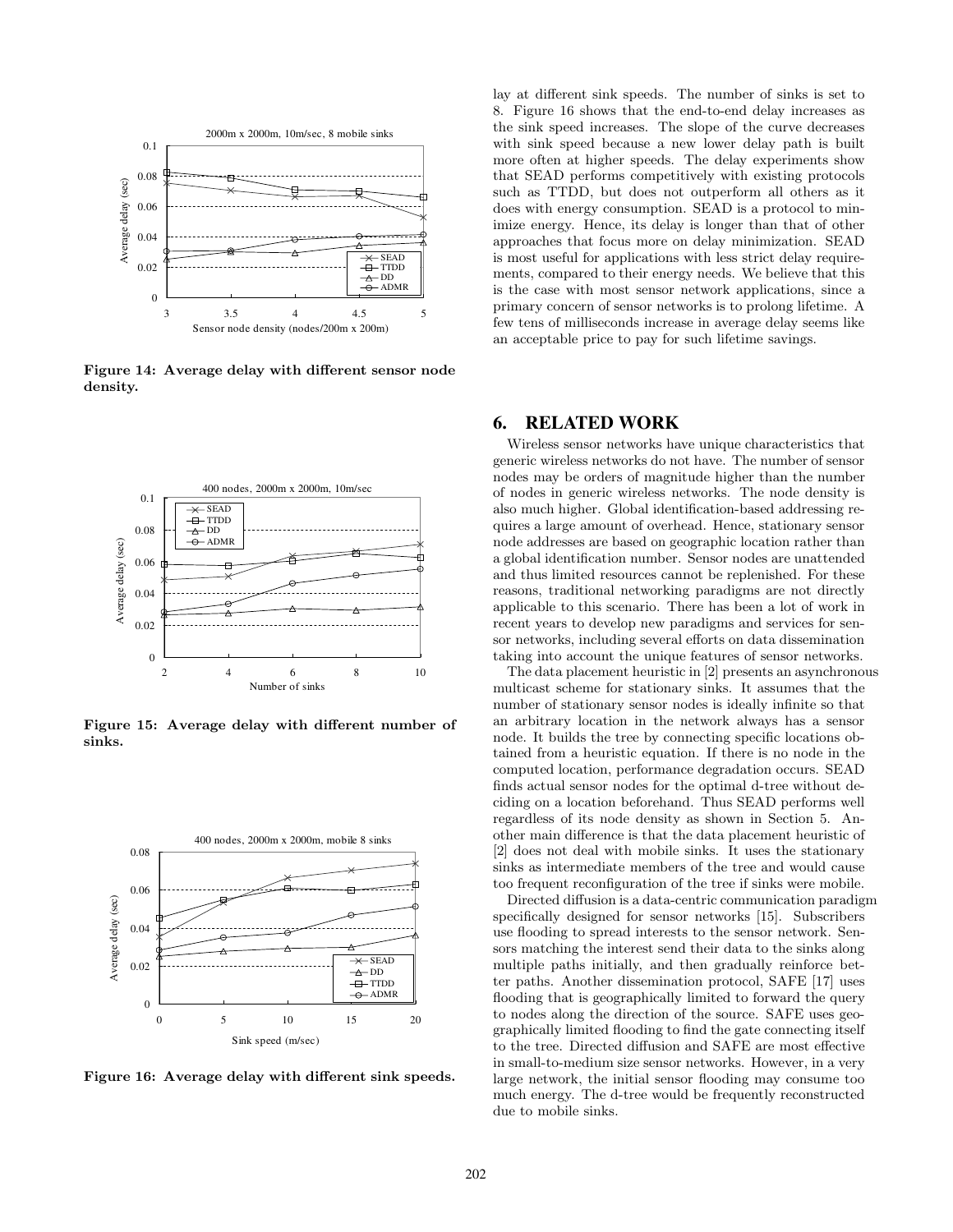Figure 14: Average delay with different sensor node density.

Figure 15: Average delay with different number of sinks.

Figure 16: Average delay with different sink speeds.

lay at different sink speeds. The number of sinks is set to 8. Figure 16 shows that the end-to-end delay increases as the sink speed increases. The slope of the curve decreases with sink speed because a new lower delay path is built more often at higher speeds. The delay experiments show that SEAD performs competitively with existing protocols such as TTDD, but does not outperform all others as it does with energy consumption. SEAD is a protocol to minimize energy. Hence, its delay is longer than that of other approaches that focus more on delay minimization. SEAD is most useful for applications with less strict delay requirements, compared to their energy needs. We believe that this is the case with most sensor network applications, since a primary concern of sensor networks is to prolong lifetime. A few tens of milliseconds increase in average delay seems like an acceptable price to pay for such lifetime savings.

## 6. RELATED WORK

Wireless sensor networks have unique characteristics that generic wireless networks do not have. The number of sensor nodes may be orders of magnitude higher than the number of nodes in generic wireless networks. The node density is also much higher. Global identification-based addressing requires a large amount of overhead. Hence, stationary sensor node addresses are based on geographic location rather than a global identification number. Sensor nodes are unattended and thus limited resources cannot be replenished. For these reasons, traditional networking paradigms are not directly applicable to this scenario. There has been a lot of work in recent years to develop new paradigms and services for sensor networks, including several efforts on data dissemination taking into account the unique features of sensor networks.

The data placement heuristic in [2] presents an asynchronous multicast scheme for stationary sinks. It assumes that the number of stationary sensor nodes is ideally infinite so that an arbitrary location in the network always has a sensor node. It builds the tree by connecting specific locations obtained from a heuristic equation. If there is no node in the computed location, performance degradation occurs. SEAD finds actual sensor nodes for the optimal d-tree without deciding on a location beforehand. Thus SEAD performs well regardless of its node density as shown in Section 5. Another main difference is that the data placement heuristic of [2] does not deal with mobile sinks. It uses the stationary sinks as intermediate members of the tree and would cause too frequent reconfiguration of the tree if sinks were mobile.

Directed diffusion is a data-centric communication paradigm specifically designed for sensor networks [15]. Subscribers use flooding to spread interests to the sensor network. Sensors matching the interest send their data to the sinks along multiple paths initially, and then gradually reinforce better paths. Another dissemination protocol, SAFE [17] uses flooding that is geographically limited to forward the query to nodes along the direction of the source. SAFE uses geographically limited flooding to find the gate connecting itself to the tree. Directed diffusion and SAFE are most effective in small-to-medium size sensor networks. However, in a very large network, the initial sensor flooding may consume too much energy. The d-tree would be frequently reconstructed due to mobile sinks.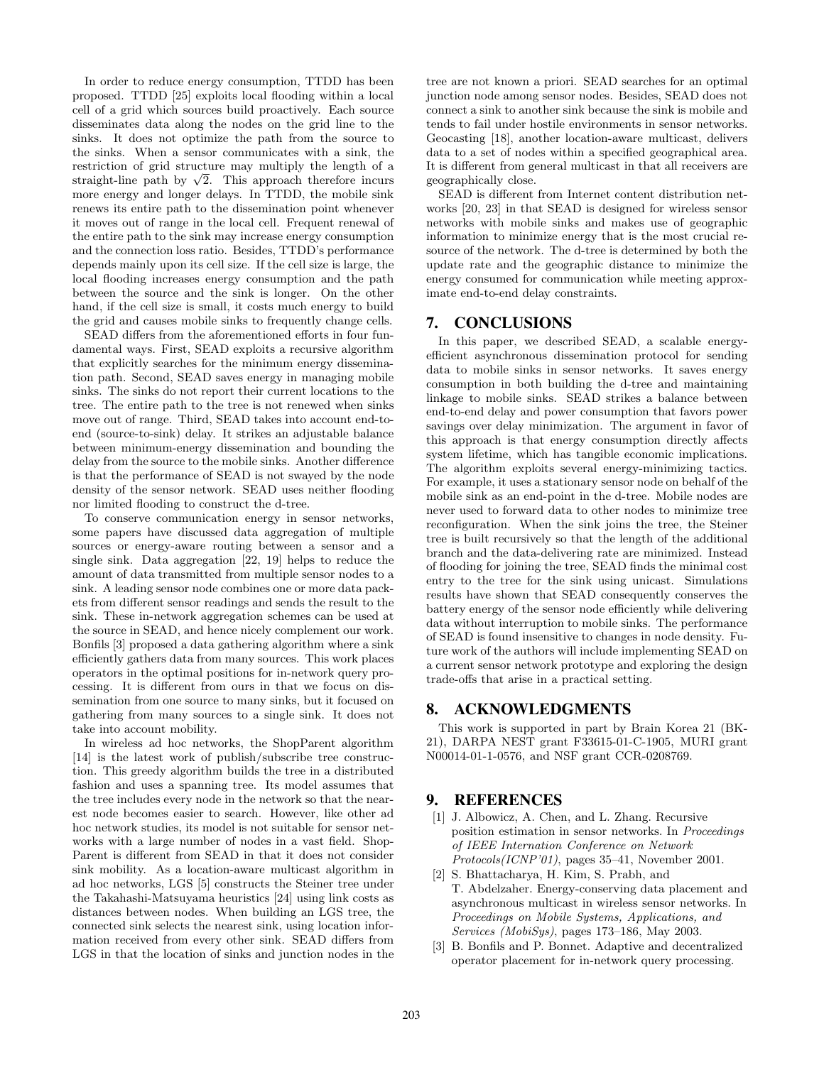In order to reduce energy consumption, TTDD has been proposed. TTDD [25] exploits local flooding within a local cell of a grid which sources build proactively. Each source disseminates data along the nodes on the grid line to the sinks. It does not optimize the path from the source to the sinks. When a sensor communicates with a sink, the restriction of grid structure may multiply the length of a straight-line path by $\sqrt{2}$. This approach therefore incurs more energy and longer delays. In TTDD, the mobile sink renews its entire path to the dissemination point whenever it moves out of range in the local cell. Frequent renewal of the entire path to the sink may increase energy consumption and the connection loss ratio. Besides, TTDD's performance depends mainly upon its cell size. If the cell size is large, the local flooding increases energy consumption and the path between the source and the sink is longer. On the other hand, if the cell size is small, it costs much energy to build the grid and causes mobile sinks to frequently change cells.

SEAD differs from the aforementioned efforts in four fundamental ways. First, SEAD exploits a recursive algorithm that explicitly searches for the minimum energy dissemination path. Second, SEAD saves energy in managing mobile sinks. The sinks do not report their current locations to the tree. The entire path to the tree is not renewed when sinks move out of range. Third, SEAD takes into account end-to-end (source-to-sink) delay. It strikes an adjustable balance between minimum-energy dissemination and bounding the delay from the source to the mobile sinks. Another difference is that the performance of SEAD is not swayed by the node density of the sensor network. SEAD uses neither flooding nor limited flooding to construct the d-tree.

To conserve communication energy in sensor networks, some papers have discussed data aggregation of multiple sources or energy-aware routing between a sensor and a single sink. Data aggregation [22, 19] helps to reduce the amount of data transmitted from multiple sensor nodes to a sink. A leading sensor node combines one or more data packets from different sensor readings and sends the result to the sink. These in-network aggregation schemes can be used at the source in SEAD, and hence nicely complement our work. Bonfils [3] proposed a data gathering algorithm where a sink efficiently gathers data from many sources. This work places operators in the optimal positions for in-network query processing. It is different from ours in that we focus on dissemination from one source to many sinks, but it focused on gathering from many sources to a single sink. It does not take into account mobility.

In wireless ad hoc networks, the ShopParent algorithm [14] is the latest work of publish/subscribe tree construction. This greedy algorithm builds the tree in a distributed fashion and uses a spanning tree. Its model assumes that the tree includes every node in the network so that the nearest node becomes easier to search. However, like other ad hoc network studies, its model is not suitable for sensor networks with a large number of nodes in a vast field. ShopParent is different from SEAD in that it does not consider sink mobility. As a location-aware multicast algorithm in ad hoc networks, LGS [5] constructs the Steiner tree under the Takahashi-Matsuyama heuristics [24] using link costs as distances between nodes. When building an LGS tree, the connected sink selects the nearest sink, using location information received from every other sink. SEAD differs from LGS in that the location of sinks and junction nodes in the tree are not known a priori. SEAD searches for an optimal junction node among sensor nodes. Besides, SEAD does not connect a sink to another sink because the sink is mobile and tends to fail under hostile environments in sensor networks. Geocasting [18], another location-aware multicast, delivers data to a set of nodes within a specified geographical area. It is different from general multicast in that all receivers are geographically close.

SEAD is different from Internet content distribution networks [20, 23] in that SEAD is designed for wireless sensor networks with mobile sinks and makes use of geographic information to minimize energy that is the most crucial resource of the network. The d-tree is determined by both the update rate and the geographic distance to minimize the energy consumed for communication while meeting approximate end-to-end delay constraints.

## 7. CONCLUSIONS

In this paper, we described SEAD, a scalable energy-efficient asynchronous dissemination protocol for sending data to mobile sinks in sensor networks. It saves energy consumption in both building the d-tree and maintaining linkage to mobile sinks. SEAD strikes a balance between end-to-end delay and power consumption that favors power savings over delay minimization. The argument in favor of this approach is that energy consumption directly affects system lifetime, which has tangible economic implications. The algorithm exploits several energy-minimizing tactics. For example, it uses a stationary sensor node on behalf of the mobile sink as an end-point in the d-tree. Mobile nodes are never used to forward data to other nodes to minimize tree reconfiguration. When the sink joins the tree, the Steiner tree is built recursively so that the length of the additional branch and the data-delivering rate are minimized. Instead of flooding for joining the tree, SEAD finds the minimal cost entry to the tree for the sink using unicast. Simulations results have shown that SEAD consequently conserves the battery energy of the sensor node efficiently while delivering data without interruption to mobile sinks. The performance of SEAD is found insensitive to changes in node density. Future work of the authors will include implementing SEAD on a current sensor network prototype and exploring the design trade-offs that arise in a practical setting.

## 8. ACKNOWLEDGMENTS

This work is supported in part by Brain Korea 21 (BK-21), DARPA NEST grant F33615-01-C-1905, MURI grant N00014-01-1-0576, and NSF grant CCR-0208769.

## 9. REFERENCES

[1] J. Albowicz, A. Chen, and L. Zhang. Recursive position estimation in sensor networks. In *Proceedings of IEEE Internation Conference on Network Protocols(ICNP'01)*, pages 35–41, November 2001.

[2] S. Bhattacharya, H. Kim, S. Prabh, and T. Abdelzaher. Energy-conserving data placement and asynchronous multicast in wireless sensor networks. In *Proceedings on Mobile Systems, Applications, and Services (MobiSys)*, pages 173–186, May 2003.

[3] B. Bonfils and P. Bonnet. Adaptive and decentralized operator placement for in-network query processing.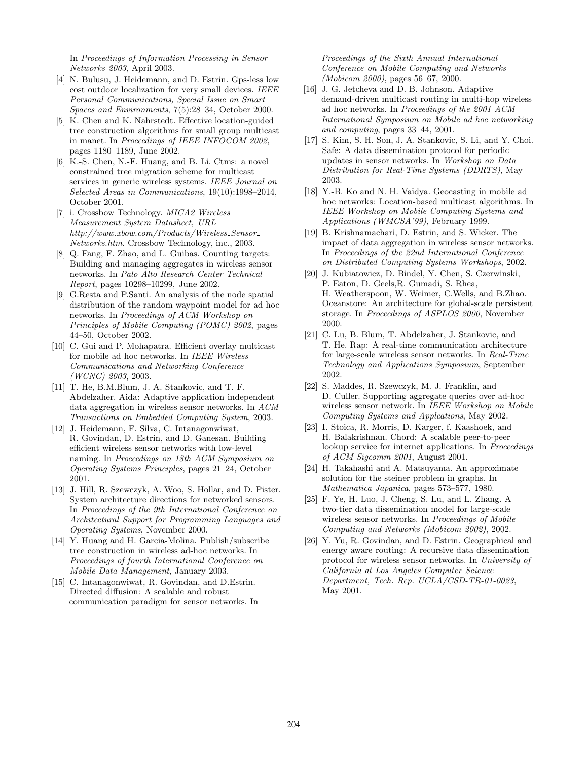In *Proceedings of Information Processing in Sensor Networks 2003*, April 2003.

[4] N. Bulusu, J. Heidemann, and D. Estrin. Gps-less low cost outdoor localization for very small devices. *IEEE Personal Communications, Special Issue on Smart Spaces and Environments*, 7(5):28–34, October 2000.

[5] K. Chen and K. Nahrstedt. Effective location-guided tree construction algorithms for small group multicast in manet. In *Proceedings of IEEE INFOCOM 2002*, pages 1180–1189, June 2002.

[6] K.-S. Chen, N.-F. Huang, and B. Li. Ctms: a novel constrained tree migration scheme for multicast services in generic wireless systems. *IEEE Journal on Selected Areas in Communications*, 19(10):1998–2014, October 2001.

[7] i. Crossbow Technology. *MICA2 Wireless Measurement System Datasheet, URL http://www.xbow.com/Products/Wireless_Sensor_Networks.htm*. Crossbow Technology, inc., 2003.

[8] Q. Fang, F. Zhao, and L. Guibas. Counting targets: Building and managing aggregates in wireless sensor networks. In *Palo Alto Research Center Technical Report*, pages 10298–10299, June 2002.

[9] G.Resta and P.Santi. An analysis of the node spatial distribution of the random waypoint model for ad hoc networks. In *Proceedings of ACM Workshop on Principles of Mobile Computing (POMC) 2002*, pages 44–50, October 2002.

[10] C. Gui and P. Mohapatra. Efficient overlay multicast for mobile ad hoc networks. In *IEEE Wireless Communications and Networking Conference (WCNC) 2003*, 2003.

[11] T. He, B.M.Blum, J. A. Stankovic, and T. F. Abdelzaher. Aida: Adaptive application independent data aggregation in wireless sensor networks. In *ACM Transactions on Embedded Computing System*, 2003.

[12] J. Heidemann, F. Silva, C. Intanagonwiwat, R. Govindan, D. Estrin, and D. Ganesan. Building efficient wireless sensor networks with low-level naming. In *Proceedings on 18th ACM Symposium on Operating Systems Principles*, pages 21–24, October 2001.

[13] J. Hill, R. Szewczyk, A. Woo, S. Hollar, and D. Pister. System architecture directions for networked sensors. In *Proceedings of the 9th International Conference on Architectural Support for Programming Languages and Operating Systems*, November 2000.

[14] Y. Huang and H. Garcia-Molina. Publish/subscribe tree construction in wireless ad-hoc networks. In *Proceedings of fourth International Conference on Mobile Data Management*, January 2003.

[15] C. Intanagonwiwat, R. Govindan, and D.Estrin. Directed diffusion: A scalable and robust communication paradigm for sensor networks. In *Proceedings of the Sixth Annual International Conference on Mobile Computing and Networks (Mobicom 2000)*, pages 56–67, 2000.

[16] J. G. Jetcheva and D. B. Johnson. Adaptive demand-driven multicast routing in multi-hop wireless ad hoc networks. In *Proceedings of the 2001 ACM International Symposium on Mobile ad hoc networking and computing*, pages 33–44, 2001.

[17] S. Kim, S. H. Son, J. A. Stankovic, S. Li, and Y. Choi. Safe: A data dissemination protocol for periodic updates in sensor networks. In *Workshop on Data Distribution for Real-Time Systems (DDRTS)*, May 2003.

[18] Y.-B. Ko and N. H. Vaidya. Geocasting in mobile ad hoc networks: Location-based multicast algorithms. In *IEEE Workshop on Mobile Computing Systems and Applications (WMCSA'99)*, February 1999.

[19] B. Krishnamachari, D. Estrin, and S. Wicker. The impact of data aggregation in wireless sensor networks. In *Proceedings of the 22nd International Conference on Distributed Computing Systems Workshops*, 2002.

[20] J. Kubiatowicz, D. Bindel, Y. Chen, S. Czerwinski, P. Eaton, D. Geels,R. Gumadi, S. Rhea, H. Weatherspoon, W. Weimer, C.Wells, and B.Zhao. Oceanstore: An architecture for global-scale persistent storage. In *Proceedings of ASPLOS 2000*, November 2000.

[21] C. Lu, B. Blum, T. Abdelzaher, J. Stankovic, and T. He. Rap: A real-time communication architecture for large-scale wireless sensor networks. In *Real-Time Technology and Applications Symposium*, September 2002.

[22] S. Maddes, R. Szewczyk, M. J. Franklin, and D. Culler. Supporting aggregate queries over ad-hoc wireless sensor network. In *IEEE Workshop on Mobile Computing Systems and Applcations*, May 2002.

[23] I. Stoica, R. Morris, D. Karger, f. Kaashoek, and H. Balakrishnan. Chord: A scalable peer-to-peer lookup service for internet applications. In *Proceedings of ACM Sigcomm 2001*, August 2001.

[24] H. Takahashi and A. Matsuyama. An approximate solution for the steiner problem in graphs. In *Mathematica Japanica*, pages 573–577, 1980.

[25] F. Ye, H. Luo, J. Cheng, S. Lu, and L. Zhang. A two-tier data dissemination model for large-scale wireless sensor networks. In *Proceedings of Mobile Computing and Networks (Mobicom 2002)*, 2002.

[26] Y. Yu, R. Govindan, and D. Estrin. Geographical and energy aware routing: A recursive data dissemination protocol for wireless sensor networks. In *University of California at Los Angeles Computer Science Department, Tech. Rep. UCLA/CSD-TR-01-0023*, May 2001.